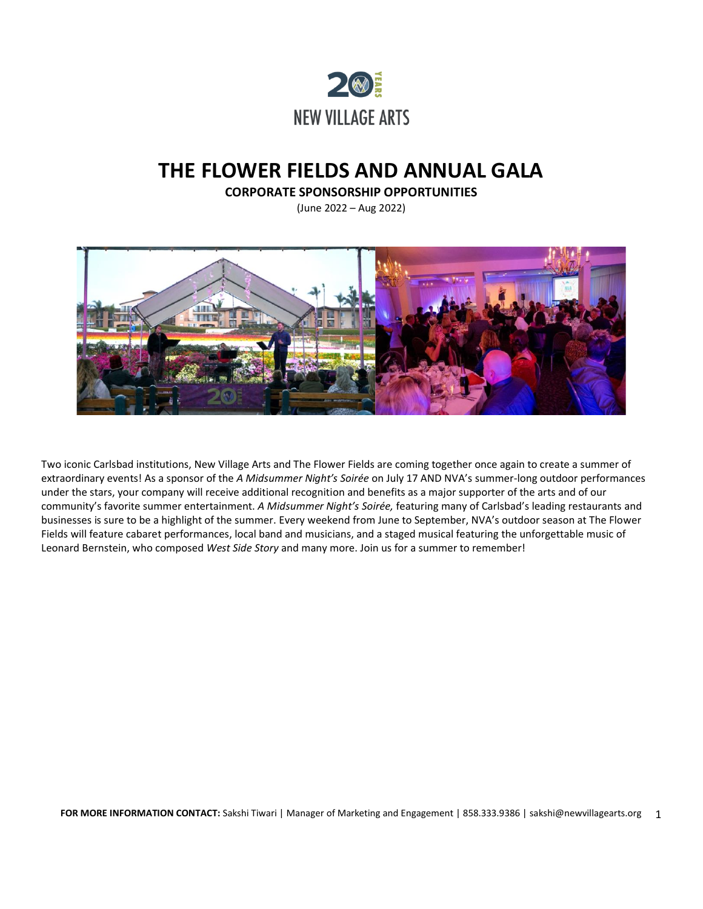20 YEARS

NEW VILLAGE ARTS

# THE FLOWER FIELDS AND ANNUAL GALA

**CORPORATE SPONSORSHIP OPPORTUNITIES**

(June 2022 – Aug 2022)

Two iconic Carlsbad institutions, New Village Arts and The Flower Fields are coming together once again to create a summer of extraordinary events! As a sponsor of the *A Midsummer Night's Soirée* on July 17 AND NVA's summer-long outdoor performances under the stars, your company will receive additional recognition and benefits as a major supporter of the arts and of our community's favorite summer entertainment. *A Midsummer Night's Soirée,* featuring many of Carlsbad's leading restaurants and businesses is sure to be a highlight of the summer. Every weekend from June to September, NVA's outdoor season at The Flower Fields will feature cabaret performances, local band and musicians, and a staged musical featuring the unforgettable music of Leonard Bernstein, who composed *West Side Story* and many more. Join us for a summer to remember!

**FOR MORE INFORMATION CONTACT:** Sakshi Tiwari | Manager of Marketing and Engagement | 858.333.9386 | sakshi@newvillagearts.org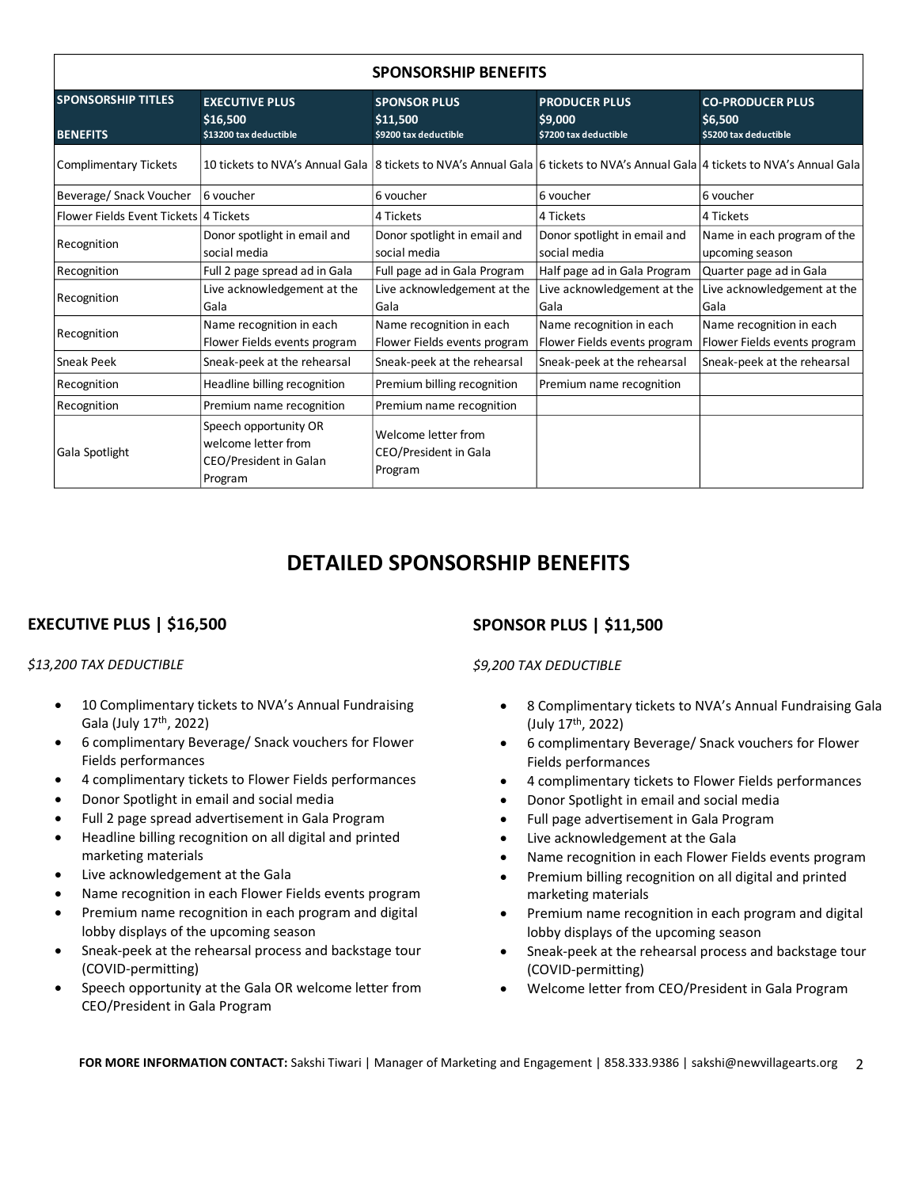| SPONSORSHIP BENEFITS | | | | |
|---|---|---|---|---|
| SPONSORSHIP TITLES<br><br>BENEFITS | EXECUTIVE PLUS<br>$16,500<br>$13200 tax deductible | SPONSOR PLUS<br>$11,500<br>$9200 tax deductible | PRODUCER PLUS<br>$9,000<br>$7200 tax deductible | CO-PRODUCER PLUS<br>$6,500<br>$5200 tax deductible |
| Complimentary Tickets | 10 tickets to NVA's Annual Gala | 8 tickets to NVA's Annual Gala | 6 tickets to NVA's Annual Gala | 4 tickets to NVA's Annual Gala |
| Beverage/ Snack Voucher | 6 voucher | 6 voucher | 6 voucher | 6 voucher |
| Flower Fields Event Tickets | 4 Tickets | 4 Tickets | 4 Tickets | 4 Tickets |
| Recognition | Donor spotlight in email and social media | Donor spotlight in email and social media | Donor spotlight in email and social media | Name in each program of the upcoming season |
| Recognition | Full 2 page spread ad in Gala | Full page ad in Gala Program | Half page ad in Gala Program | Quarter page ad in Gala |
| Recognition | Live acknowledgement at the Gala | Live acknowledgement at the Gala | Live acknowledgement at the Gala | Live acknowledgement at the Gala |
| Recognition | Name recognition in each Flower Fields events program | Name recognition in each Flower Fields events program | Name recognition in each Flower Fields events program | Name recognition in each Flower Fields events program |
| Sneak Peek | Sneak-peek at the rehearsal | Sneak-peek at the rehearsal | Sneak-peek at the rehearsal | Sneak-peek at the rehearsal |
| Recognition | Headline billing recognition | Premium billing recognition | Premium name recognition | |
| Recognition | Premium name recognition | Premium name recognition | | |
| Gala Spotlight | Speech opportunity OR welcome letter from CEO/President in Galan Program | Welcome letter from CEO/President in Gala Program | | |

# DETAILED SPONSORSHIP BENEFITS

## EXECUTIVE PLUS | $16,500

*$13,200 TAX DEDUCTIBLE*

- 10 Complimentary tickets to NVA's Annual Fundraising Gala (July 17th, 2022)
- 6 complimentary Beverage/ Snack vouchers for Flower Fields performances
- 4 complimentary tickets to Flower Fields performances
- Donor Spotlight in email and social media
- Full 2 page spread advertisement in Gala Program
- Headline billing recognition on all digital and printed marketing materials
- Live acknowledgement at the Gala
- Name recognition in each Flower Fields events program
- Premium name recognition in each program and digital lobby displays of the upcoming season
- Sneak-peek at the rehearsal process and backstage tour (COVID-permitting)
- Speech opportunity at the Gala OR welcome letter from CEO/President in Gala Program

## SPONSOR PLUS | $11,500

*$9,200 TAX DEDUCTIBLE*

- 8 Complimentary tickets to NVA's Annual Fundraising Gala (July 17th, 2022)
- 6 complimentary Beverage/ Snack vouchers for Flower Fields performances
- 4 complimentary tickets to Flower Fields performances
- Donor Spotlight in email and social media
- Full page advertisement in Gala Program
- Live acknowledgement at the Gala
- Name recognition in each Flower Fields events program
- Premium billing recognition on all digital and printed marketing materials
- Premium name recognition in each program and digital lobby displays of the upcoming season
- Sneak-peek at the rehearsal process and backstage tour (COVID-permitting)
- Welcome letter from CEO/President in Gala Program

**FOR MORE INFORMATION CONTACT:** Sakshi Tiwari | Manager of Marketing and Engagement | 858.333.9386 | sakshi@newvillagearts.org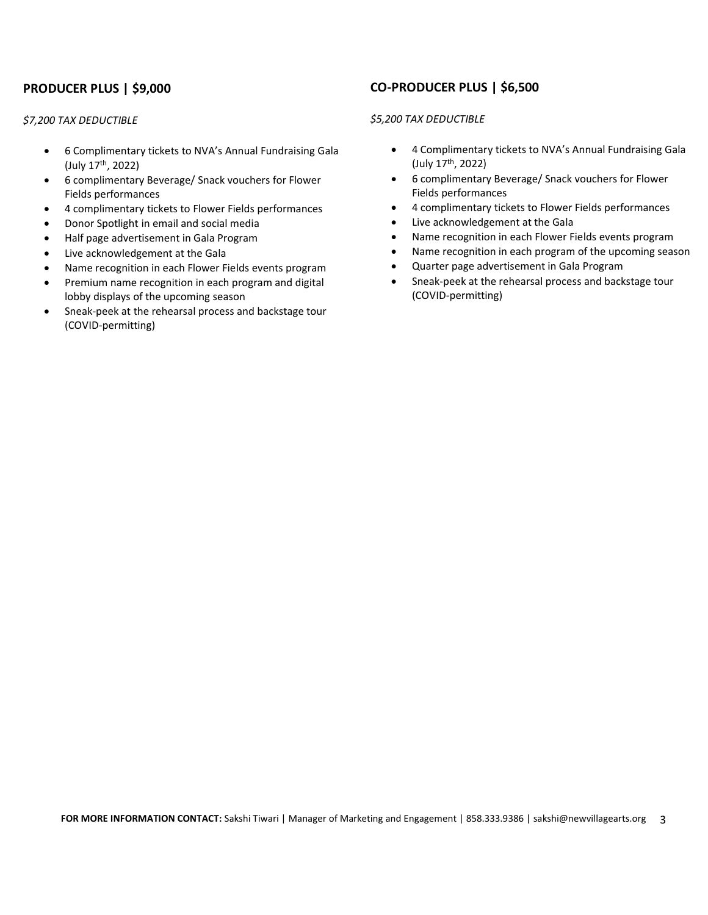## PRODUCER PLUS | $9,000

*$7,200 TAX DEDUCTIBLE*

- 6 Complimentary tickets to NVA's Annual Fundraising Gala (July 17th, 2022)
- 6 complimentary Beverage/ Snack vouchers for Flower Fields performances
- 4 complimentary tickets to Flower Fields performances
- Donor Spotlight in email and social media
- Half page advertisement in Gala Program
- Live acknowledgement at the Gala
- Name recognition in each Flower Fields events program
- Premium name recognition in each program and digital lobby displays of the upcoming season
- Sneak-peek at the rehearsal process and backstage tour (COVID-permitting)

## CO-PRODUCER PLUS | $6,500

*$5,200 TAX DEDUCTIBLE*

- 4 Complimentary tickets to NVA's Annual Fundraising Gala (July 17th, 2022)
- 6 complimentary Beverage/ Snack vouchers for Flower Fields performances
- 4 complimentary tickets to Flower Fields performances
- Live acknowledgement at the Gala
- Name recognition in each Flower Fields events program
- Name recognition in each program of the upcoming season
- Quarter page advertisement in Gala Program
- Sneak-peek at the rehearsal process and backstage tour (COVID-permitting)

**FOR MORE INFORMATION CONTACT:** Sakshi Tiwari | Manager of Marketing and Engagement | 858.333.9386 | sakshi@newvillagearts.org